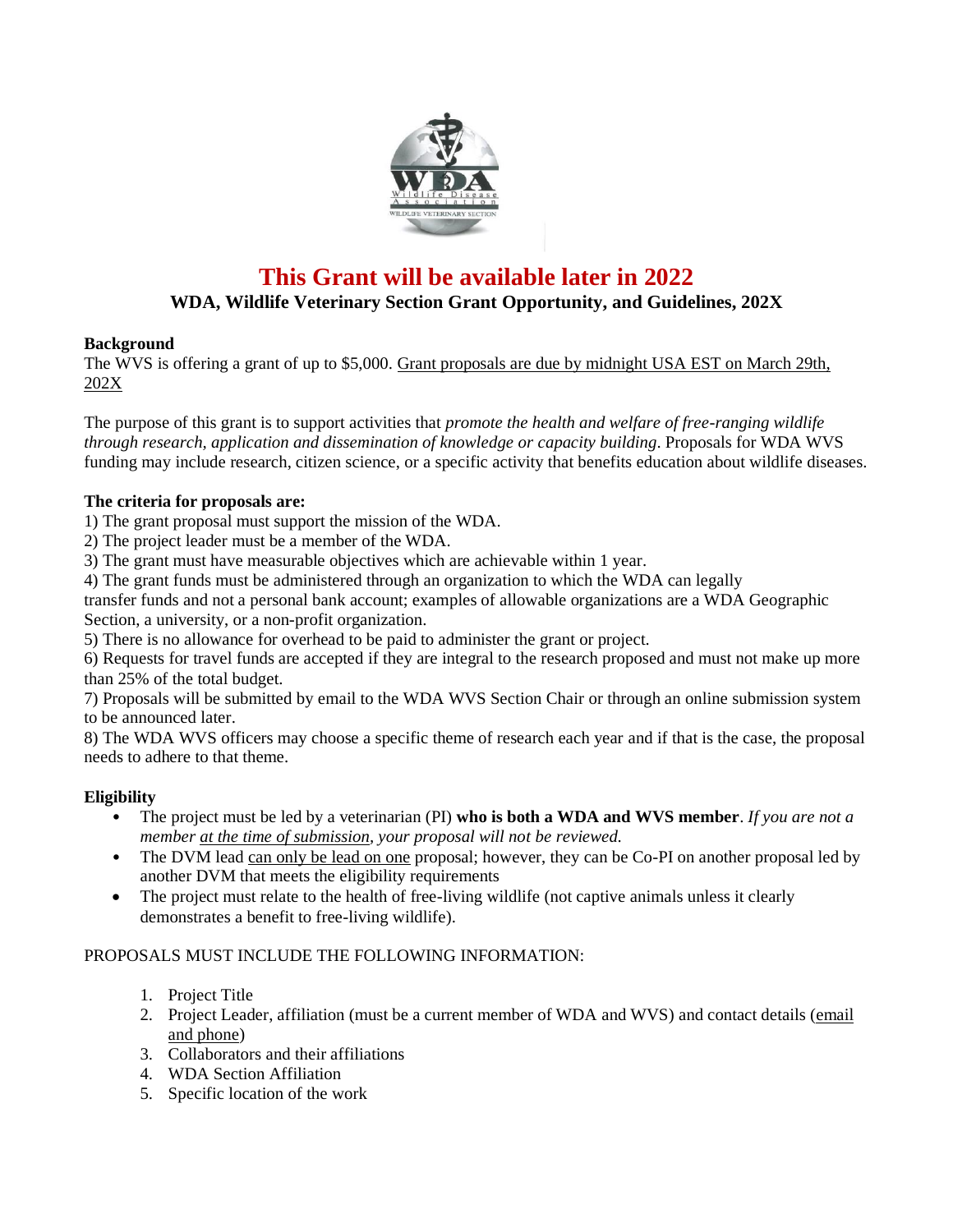# This Grant will be available later in 2022

## WDA, Wildlife Veterinary Section Grant Opportunity, and Guidelines, 202X

**Background**

The WVS is offering a grant of up to $5,000. Grant proposals are due by midnight USA EST on March 29th, 202X

The purpose of this grant is to support activities that *promote the health and welfare of free-ranging wildlife through research, application and dissemination of knowledge or capacity building*. Proposals for WDA WVS funding may include research, citizen science, or a specific activity that benefits education about wildlife diseases.

**The criteria for proposals are:**

1) The grant proposal must support the mission of the WDA.
2) The project leader must be a member of the WDA.
3) The grant must have measurable objectives which are achievable within 1 year.
4) The grant funds must be administered through an organization to which the WDA can legally transfer funds and not a personal bank account; examples of allowable organizations are a WDA Geographic Section, a university, or a non-profit organization.
5) There is no allowance for overhead to be paid to administer the grant or project.
6) Requests for travel funds are accepted if they are integral to the research proposed and must not make up more than 25% of the total budget.
7) Proposals will be submitted by email to the WDA WVS Section Chair or through an online submission system to be announced later.
8) The WDA WVS officers may choose a specific theme of research each year and if that is the case, the proposal needs to adhere to that theme.

**Eligibility**

- The project must be led by a veterinarian (PI) **who is both a WDA and WVS member**. *If you are not a member at the time of submission, your proposal will not be reviewed.*
- The DVM lead can only be lead on one proposal; however, they can be Co-PI on another proposal led by another DVM that meets the eligibility requirements
- The project must relate to the health of free-living wildlife (not captive animals unless it clearly demonstrates a benefit to free-living wildlife).

PROPOSALS MUST INCLUDE THE FOLLOWING INFORMATION:

1. Project Title
2. Project Leader, affiliation (must be a current member of WDA and WVS) and contact details (email and phone)
3. Collaborators and their affiliations
4. WDA Section Affiliation
5. Specific location of the work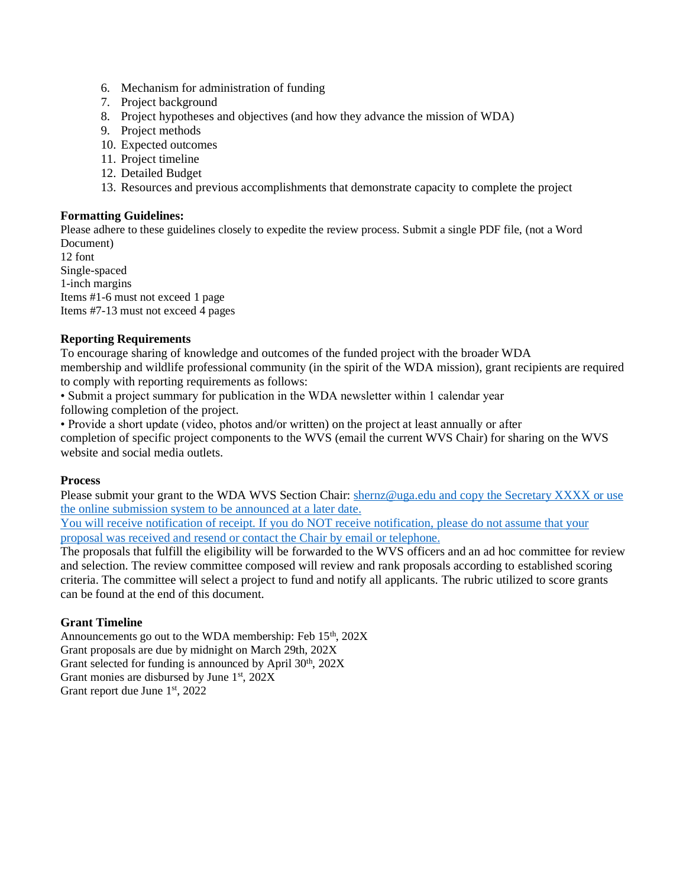6. Mechanism for administration of funding
7. Project background
8. Project hypotheses and objectives (and how they advance the mission of WDA)
9. Project methods
10. Expected outcomes
11. Project timeline
12. Detailed Budget
13. Resources and previous accomplishments that demonstrate capacity to complete the project

**Formatting Guidelines:**

Please adhere to these guidelines closely to expedite the review process. Submit a single PDF file, (not a Word Document)

12 font

Single-spaced

1-inch margins

Items #1-6 must not exceed 1 page

Items #7-13 must not exceed 4 pages

**Reporting Requirements**

To encourage sharing of knowledge and outcomes of the funded project with the broader WDA membership and wildlife professional community (in the spirit of the WDA mission), grant recipients are required to comply with reporting requirements as follows:

• Submit a project summary for publication in the WDA newsletter within 1 calendar year following completion of the project.

• Provide a short update (video, photos and/or written) on the project at least annually or after completion of specific project components to the WVS (email the current WVS Chair) for sharing on the WVS website and social media outlets.

**Process**

Please submit your grant to the WDA WVS Section Chair: shernz@uga.edu and copy the Secretary XXXX or use the online submission system to be announced at a later date.

You will receive notification of receipt. If you do NOT receive notification, please do not assume that your proposal was received and resend or contact the Chair by email or telephone.

The proposals that fulfill the eligibility will be forwarded to the WVS officers and an ad hoc committee for review and selection. The review committee composed will review and rank proposals according to established scoring criteria. The committee will select a project to fund and notify all applicants. The rubric utilized to score grants can be found at the end of this document.

**Grant Timeline**

Announcements go out to the WDA membership: Feb 15th, 202X

Grant proposals are due by midnight on March 29th, 202X

Grant selected for funding is announced by April 30th, 202X

Grant monies are disbursed by June 1st, 202X

Grant report due June 1st, 2022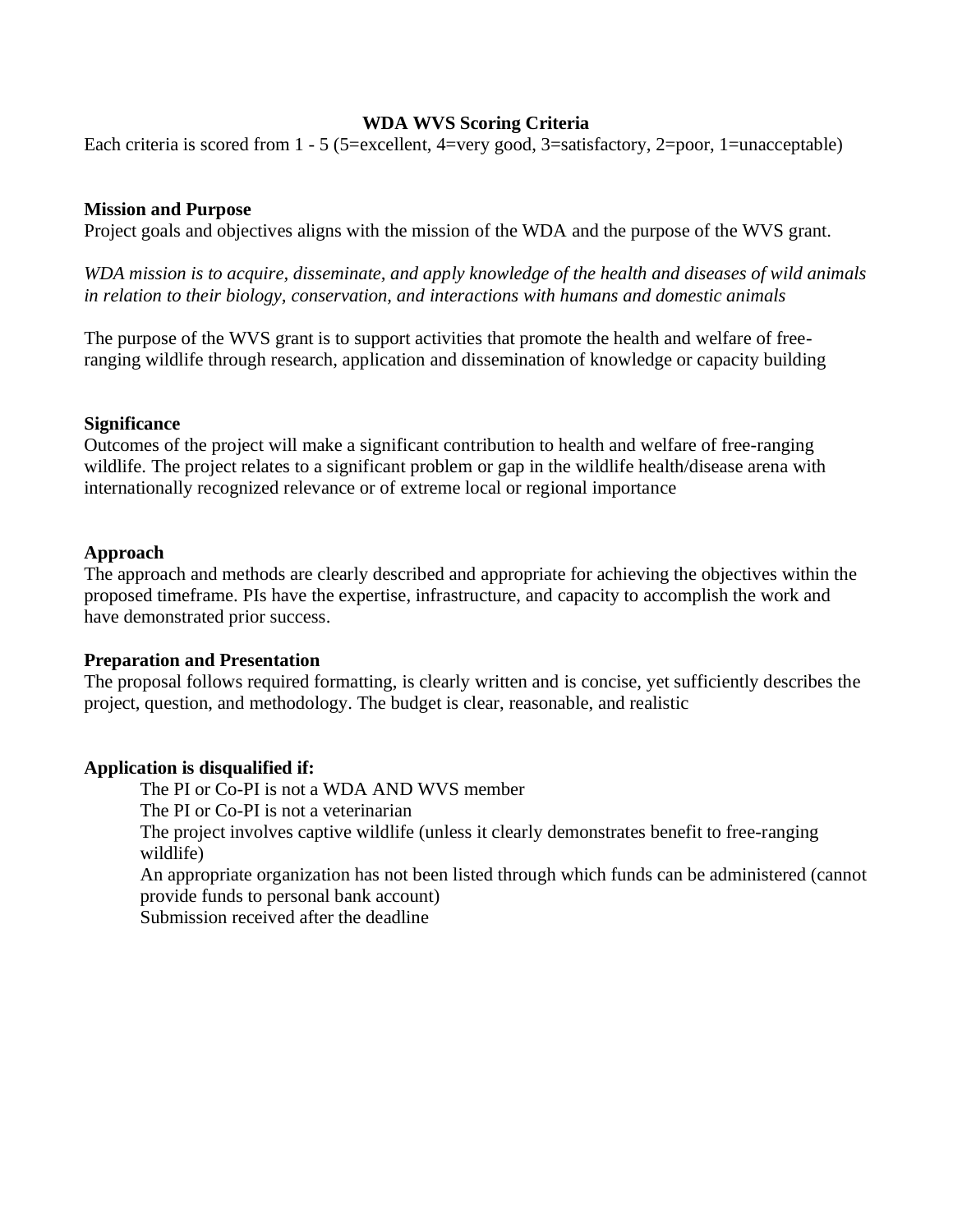# WDA WVS Scoring Criteria

Each criteria is scored from 1 - 5 (5=excellent, 4=very good, 3=satisfactory, 2=poor, 1=unacceptable)

**Mission and Purpose**

Project goals and objectives aligns with the mission of the WDA and the purpose of the WVS grant.

*WDA mission is to acquire, disseminate, and apply knowledge of the health and diseases of wild animals in relation to their biology, conservation, and interactions with humans and domestic animals*

The purpose of the WVS grant is to support activities that promote the health and welfare of free-ranging wildlife through research, application and dissemination of knowledge or capacity building

**Significance**

Outcomes of the project will make a significant contribution to health and welfare of free-ranging wildlife. The project relates to a significant problem or gap in the wildlife health/disease arena with internationally recognized relevance or of extreme local or regional importance

**Approach**

The approach and methods are clearly described and appropriate for achieving the objectives within the proposed timeframe. PIs have the expertise, infrastructure, and capacity to accomplish the work and have demonstrated prior success.

**Preparation and Presentation**

The proposal follows required formatting, is clearly written and is concise, yet sufficiently describes the project, question, and methodology. The budget is clear, reasonable, and realistic

**Application is disqualified if:**

The PI or Co-PI is not a WDA AND WVS member

The PI or Co-PI is not a veterinarian

The project involves captive wildlife (unless it clearly demonstrates benefit to free-ranging wildlife)

An appropriate organization has not been listed through which funds can be administered (cannot provide funds to personal bank account)

Submission received after the deadline